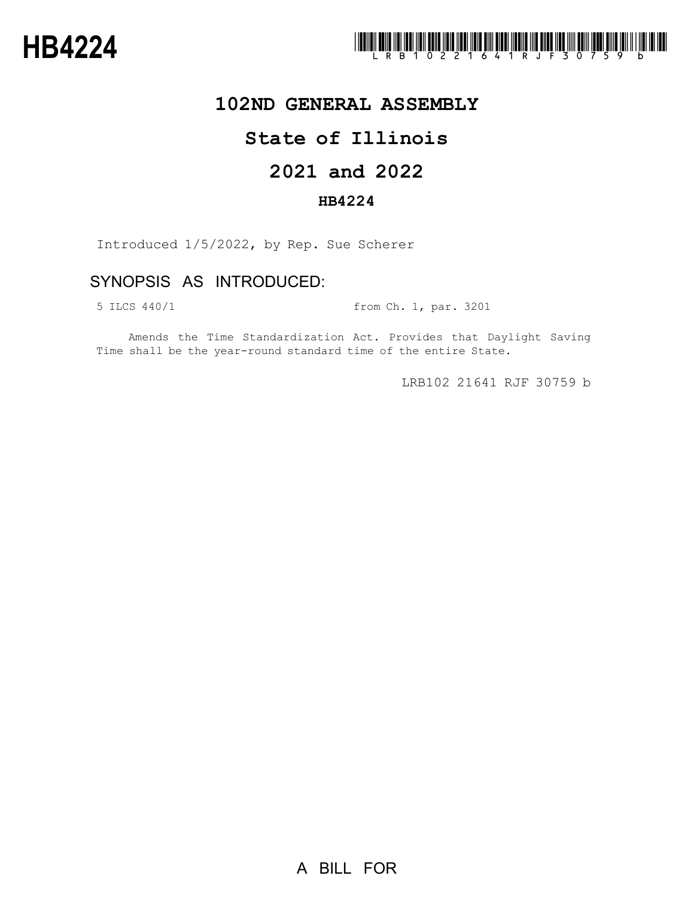# HB4224

LRB102 21641 RJF 30759 b

## 102ND GENERAL ASSEMBLY

## State of Illinois

## 2021 and 2022

### HB4224

Introduced 1/5/2022, by Rep. Sue Scherer

### SYNOPSIS AS INTRODUCED:

5 ILCS 440/1 from Ch. 1, par. 3201

Amends the Time Standardization Act. Provides that Daylight Saving Time shall be the year-round standard time of the entire State.

LRB102 21641 RJF 30759 b

A BILL FOR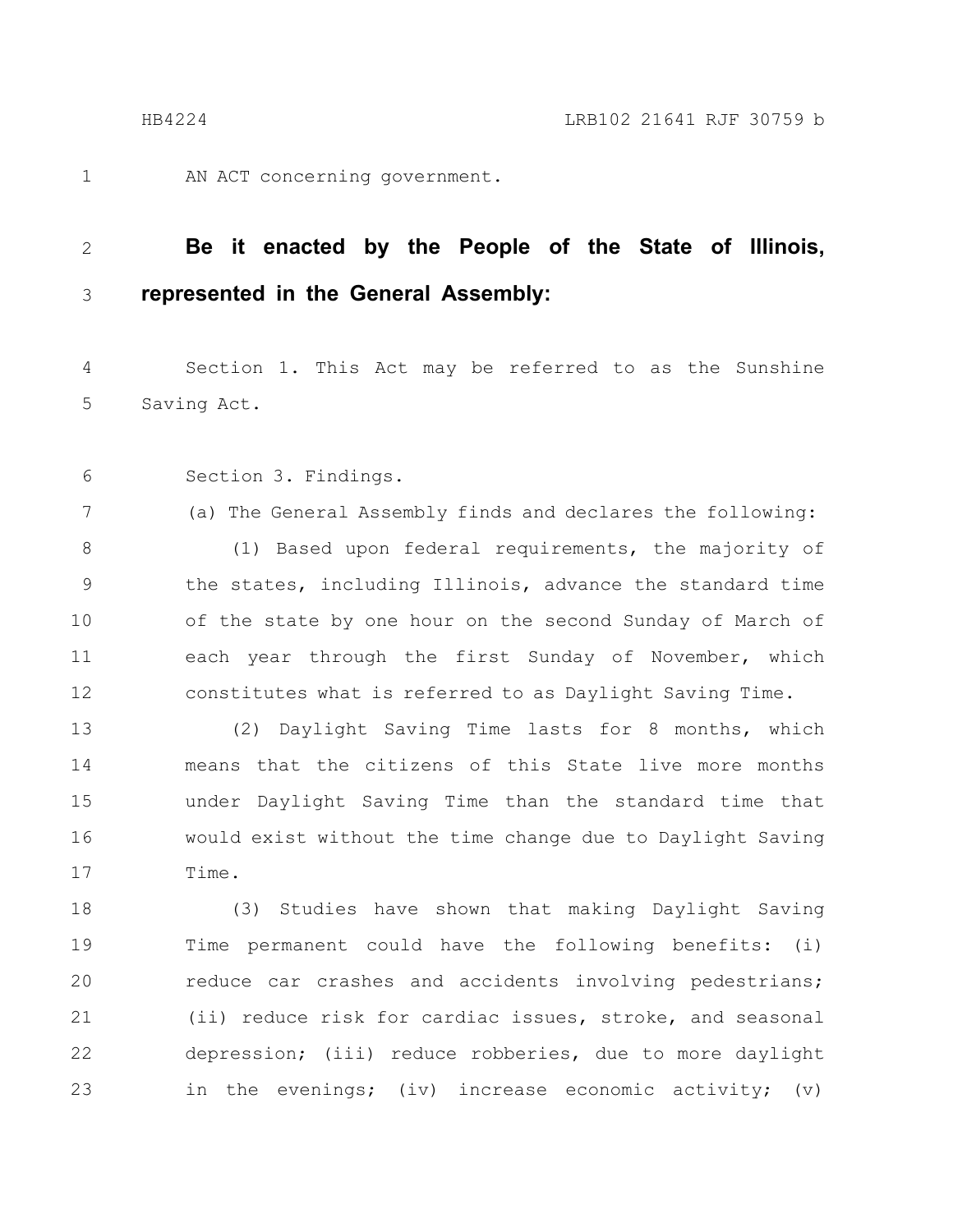AN ACT concerning government.

**Be it enacted by the People of the State of Illinois, represented in the General Assembly:**

Section 1. This Act may be referred to as the Sunshine Saving Act.

Section 3. Findings.

(a) The General Assembly finds and declares the following:

(1) Based upon federal requirements, the majority of the states, including Illinois, advance the standard time of the state by one hour on the second Sunday of March of each year through the first Sunday of November, which constitutes what is referred to as Daylight Saving Time.

(2) Daylight Saving Time lasts for 8 months, which means that the citizens of this State live more months under Daylight Saving Time than the standard time that would exist without the time change due to Daylight Saving Time.

(3) Studies have shown that making Daylight Saving Time permanent could have the following benefits: (i) reduce car crashes and accidents involving pedestrians; (ii) reduce risk for cardiac issues, stroke, and seasonal depression; (iii) reduce robberies, due to more daylight in the evenings; (iv) increase economic activity; (v)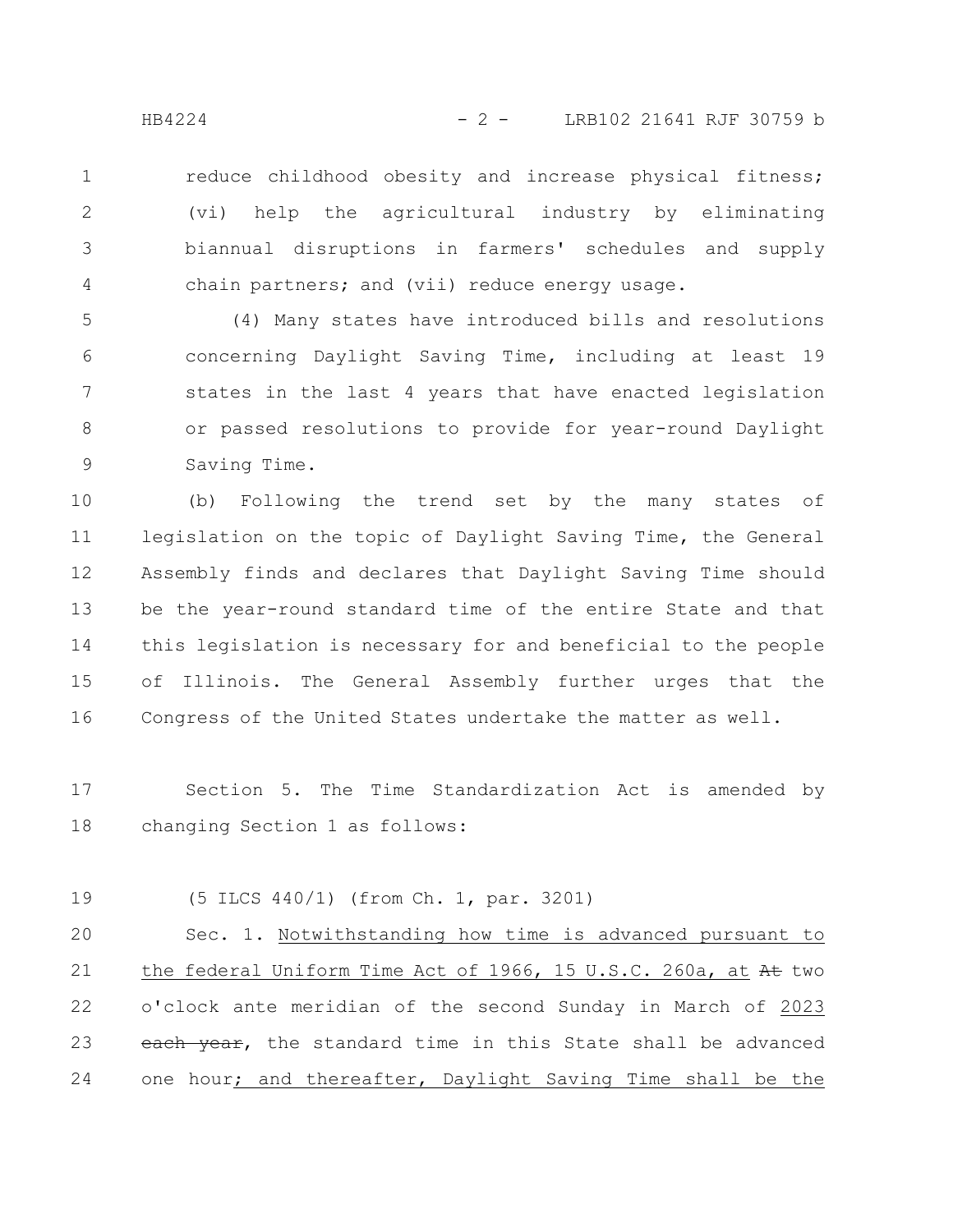reduce childhood obesity and increase physical fitness; (vi) help the agricultural industry by eliminating biannual disruptions in farmers' schedules and supply chain partners; and (vii) reduce energy usage.

(4) Many states have introduced bills and resolutions concerning Daylight Saving Time, including at least 19 states in the last 4 years that have enacted legislation or passed resolutions to provide for year-round Daylight Saving Time.

(b) Following the trend set by the many states of legislation on the topic of Daylight Saving Time, the General Assembly finds and declares that Daylight Saving Time should be the year-round standard time of the entire State and that this legislation is necessary for and beneficial to the people of Illinois. The General Assembly further urges that the Congress of the United States undertake the matter as well.

Section 5. The Time Standardization Act is amended by changing Section 1 as follows:

(5 ILCS 440/1) (from Ch. 1, par. 3201)

Sec. 1. <u>Notwithstanding how time is advanced pursuant to the federal Uniform Time Act of 1966, 15 U.S.C. 260a, at</u> ~~At~~ two o'clock ante meridian of the second Sunday in March of <u>2023</u> ~~each year~~, the standard time in this State shall be advanced one hour<u>; and thereafter, Daylight Saving Time shall be the</u>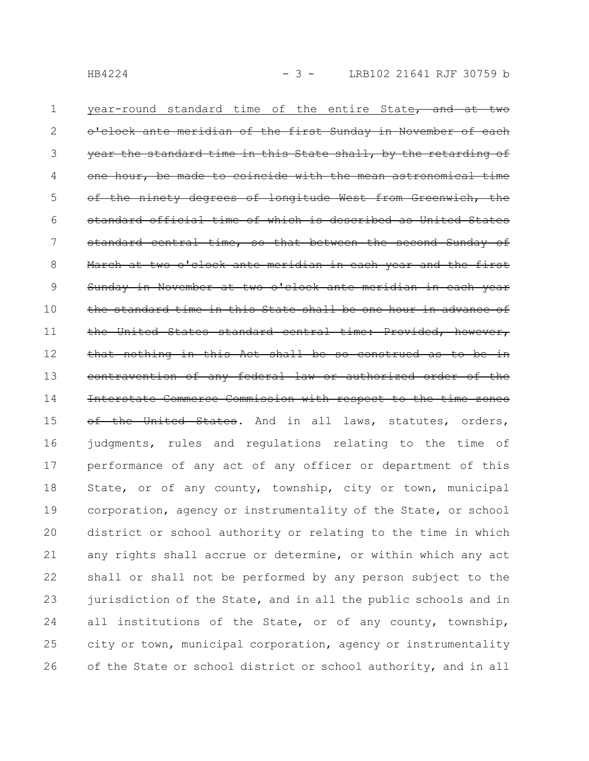<u>year-round standard time of the entire State</u>~~, and at two o'clock ante meridian of the first Sunday in November of each year the standard time in this State shall, by the retarding of one hour, be made to coincide with the mean astronomical time of the ninety degrees of longitude West from Greenwich, the standard official time of which is described as United States standard central time, so that between the second Sunday of March at two o'clock ante meridian in each year and the first Sunday in November at two o'clock ante meridian in each year the standard time in this State shall be one hour in advance of the United States standard central time: Provided, however, that nothing in this Act shall be so construed as to be in contravention of any federal law or authorized order of the Interstate Commerce Commission with respect to the time zones of the United States~~. And in all laws, statutes, orders, judgments, rules and regulations relating to the time of performance of any act of any officer or department of this State, or of any county, township, city or town, municipal corporation, agency or instrumentality of the State, or school district or school authority or relating to the time in which any rights shall accrue or determine, or within which any act shall or shall not be performed by any person subject to the jurisdiction of the State, and in all the public schools and in all institutions of the State, or of any county, township, city or town, municipal corporation, agency or instrumentality of the State or school district or school authority, and in all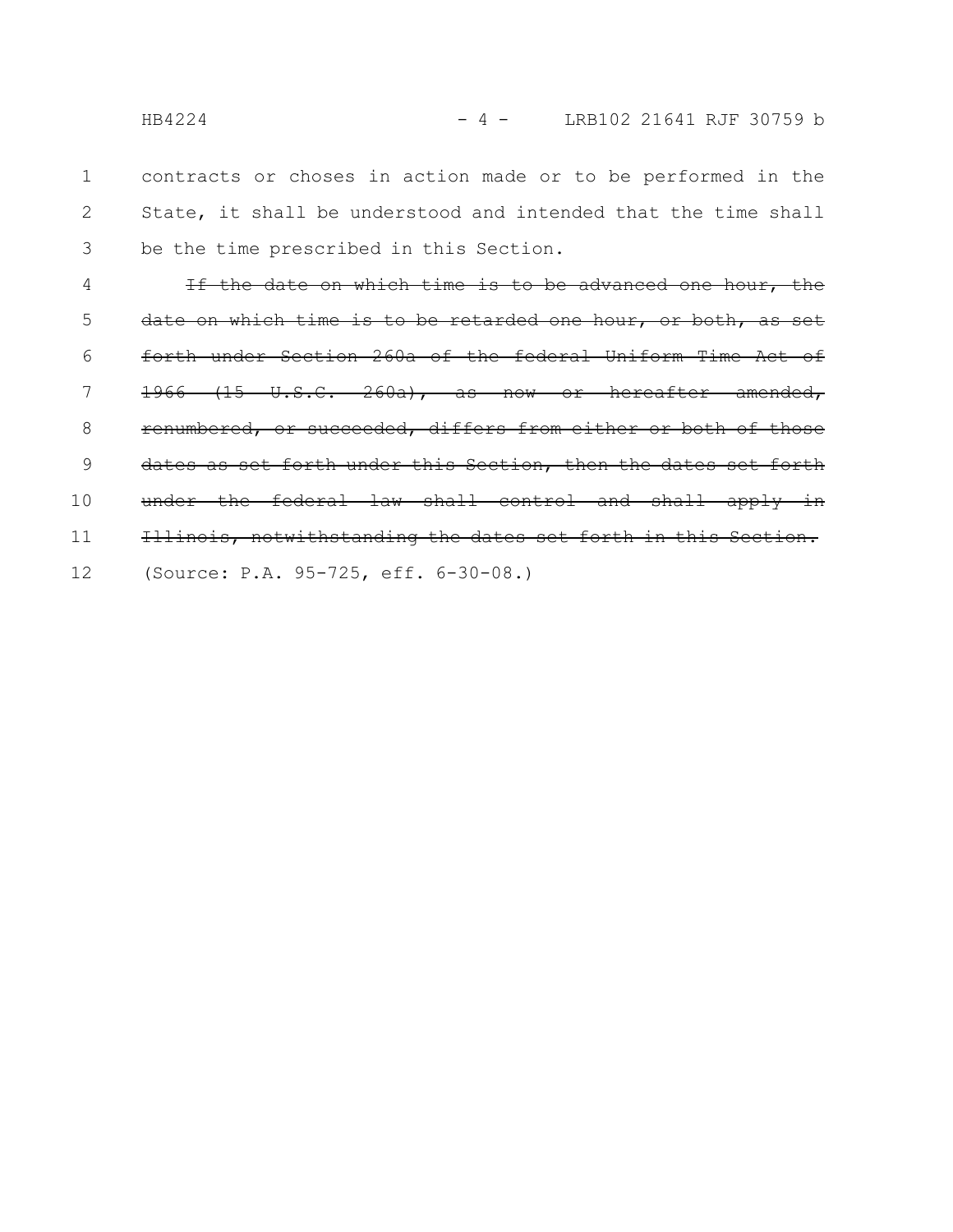contracts or choses in action made or to be performed in the State, it shall be understood and intended that the time shall be the time prescribed in this Section.

~~If the date on which time is to be advanced one hour, the date on which time is to be retarded one hour, or both, as set forth under Section 260a of the federal Uniform Time Act of 1966 (15 U.S.C. 260a), as now or hereafter amended, renumbered, or succeeded, differs from either or both of those dates as set forth under this Section, then the dates set forth under the federal law shall control and shall apply in Illinois, notwithstanding the dates set forth in this Section.~~

(Source: P.A. 95-725, eff. 6-30-08.)